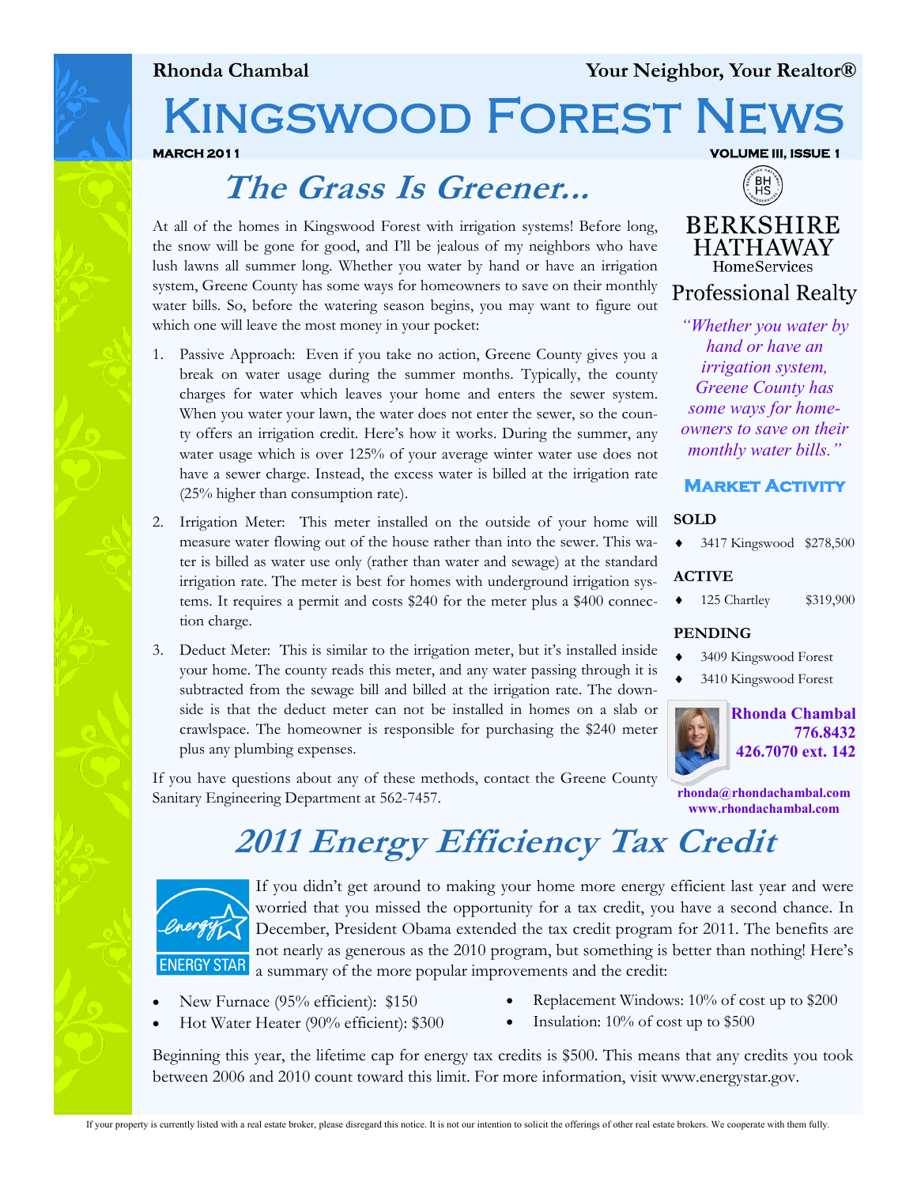**Rhonda Chambal** **Your Neighbor, Your Realtor®**

# Kingswood Forest News

**MARCH 2011** **VOLUME III, ISSUE 1**

## *The Grass Is Greener...*

At all of the homes in Kingswood Forest with irrigation systems! Before long, the snow will be gone for good, and I'll be jealous of my neighbors who have lush lawns all summer long. Whether you water by hand or have an irrigation system, Greene County has some ways for homeowners to save on their monthly water bills. So, before the watering season begins, you may want to figure out which one will leave the most money in your pocket:

1. Passive Approach: Even if you take no action, Greene County gives you a break on water usage during the summer months. Typically, the county charges for water which leaves your home and enters the sewer system. When you water your lawn, the water does not enter the sewer, so the county offers an irrigation credit. Here's how it works. During the summer, any water usage which is over 125% of your average winter water use does not have a sewer charge. Instead, the excess water is billed at the irrigation rate (25% higher than consumption rate).
2. Irrigation Meter: This meter installed on the outside of your home will measure water flowing out of the house rather than into the sewer. This water is billed as water use only (rather than water and sewage) at the standard irrigation rate. The meter is best for homes with underground irrigation systems. It requires a permit and costs $240 for the meter plus a $400 connection charge.
3. Deduct Meter: This is similar to the irrigation meter, but it's installed inside your home. The county reads this meter, and any water passing through it is subtracted from the sewage bill and billed at the irrigation rate. The downside is that the deduct meter can not be installed in homes on a slab or crawlspace. The homeowner is responsible for purchasing the $240 meter plus any plumbing expenses.

If you have questions about any of these methods, contact the Greene County Sanitary Engineering Department at 562-7457.

BERKSHIRE HATHAWAY HomeServices Professional Realty

*"Whether you water by hand or have an irrigation system, Greene County has some ways for homeowners to save on their monthly water bills."*

### Market Activity

**SOLD**

- 3417 Kingswood $278,500

**ACTIVE**

- 125 Chartley $319,900

**PENDING**

- 3409 Kingswood Forest
- 3410 Kingswood Forest

**Rhonda Chambal**
**776.8432**
**426.7070 ext. 142**

**rhonda@rhondachambal.com**
**www.rhondachambal.com**

## *2011 Energy Efficiency Tax Credit*

If you didn't get around to making your home more energy efficient last year and were worried that you missed the opportunity for a tax credit, you have a second chance. In December, President Obama extended the tax credit program for 2011. The benefits are not nearly as generous as the 2010 program, but something is better than nothing! Here's a summary of the more popular improvements and the credit:

- New Furnace (95% efficient): $150
- Hot Water Heater (90% efficient): $300
- Replacement Windows: 10% of cost up to $200
- Insulation: 10% of cost up to $500

Beginning this year, the lifetime cap for energy tax credits is $500. This means that any credits you took between 2006 and 2010 count toward this limit. For more information, visit www.energystar.gov.

If your property is currently listed with a real estate broker, please disregard this notice. It is not our intention to solicit the offerings of other real estate brokers. We cooperate with them fully.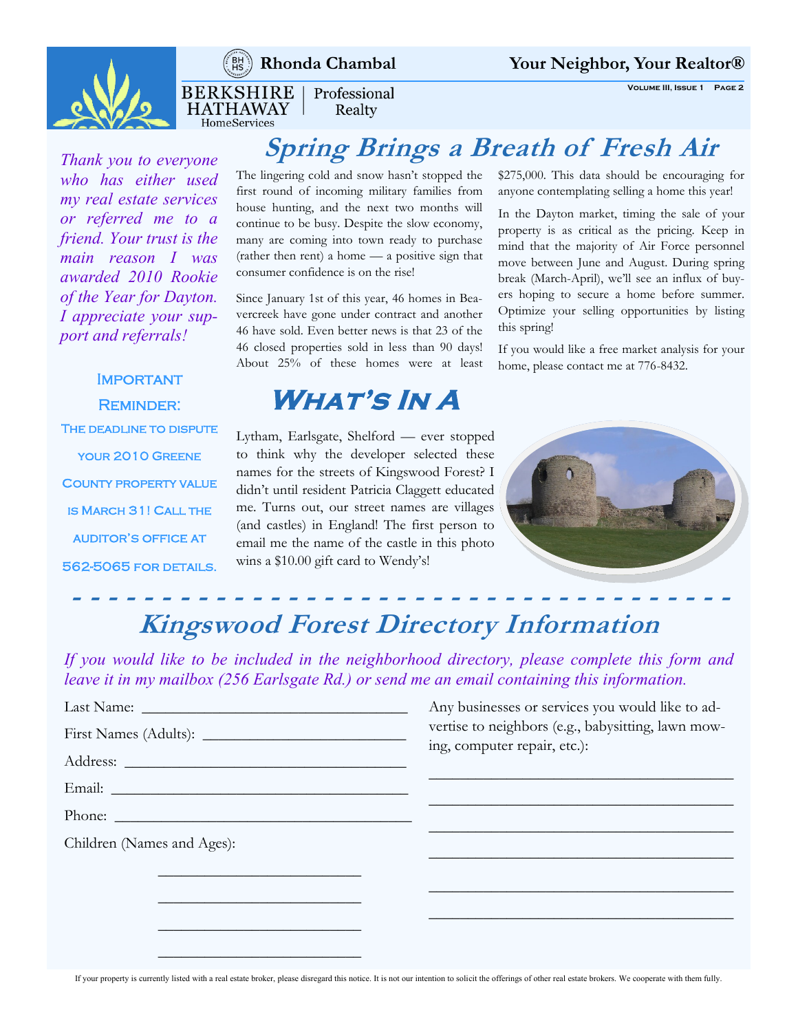*Thank you to everyone who has either used my real estate services or referred me to a friend. Your trust is the main reason I was awarded 2010 Rookie of the Year for Dayton. I appreciate your support and referrals!*

**Important Reminder:**

The deadline to dispute your 2010 Greene County property value is March 31! Call the auditor's office at 562-5065 for details.

# Spring Brings a Breath of Fresh Air

The lingering cold and snow hasn't stopped the first round of incoming military families from house hunting, and the next two months will continue to be busy. Despite the slow economy, many are coming into town ready to purchase (rather then rent) a home — a positive sign that consumer confidence is on the rise!

Since January 1st of this year, 46 homes in Beavercreek have gone under contract and another 46 have sold. Even better news is that 23 of the 46 closed properties sold in less than 90 days! About 25% of these homes were at least $275,000. This data should be encouraging for anyone contemplating selling a home this year!

In the Dayton market, timing the sale of your property is as critical as the pricing. Keep in mind that the majority of Air Force personnel move between June and August. During spring break (March-April), we'll see an influx of buyers hoping to secure a home before summer. Optimize your selling opportunities by listing this spring!

If you would like a free market analysis for your home, please contact me at 776-8432.

# What's In A

Lytham, Earlsgate, Shelford — ever stopped to think why the developer selected these names for the streets of Kingswood Forest? I didn't until resident Patricia Claggett educated me. Turns out, our street names are villages (and castles) in England! The first person to email me the name of the castle in this photo wins a $10.00 gift card to Wendy's!

# Kingswood Forest Directory Information

*If you would like to be included in the neighborhood directory, please complete this form and leave it in my mailbox (256 Earlsgate Rd.) or send me an email containing this information.*

Last Name: ___________________________________

First Names (Adults): __________________________

Address: ____________________________________

Email: ______________________________________

Phone: ______________________________________

Children (Names and Ages):

_________________________

_________________________

_________________________

_________________________

Any businesses or services you would like to advertise to neighbors (e.g., babysitting, lawn mowing, computer repair, etc.):

______________________________________

______________________________________

______________________________________

______________________________________

______________________________________

______________________________________

If your property is currently listed with a real estate broker, please disregard this notice. It is not our intention to solicit the offerings of other real estate brokers. We cooperate with them fully.